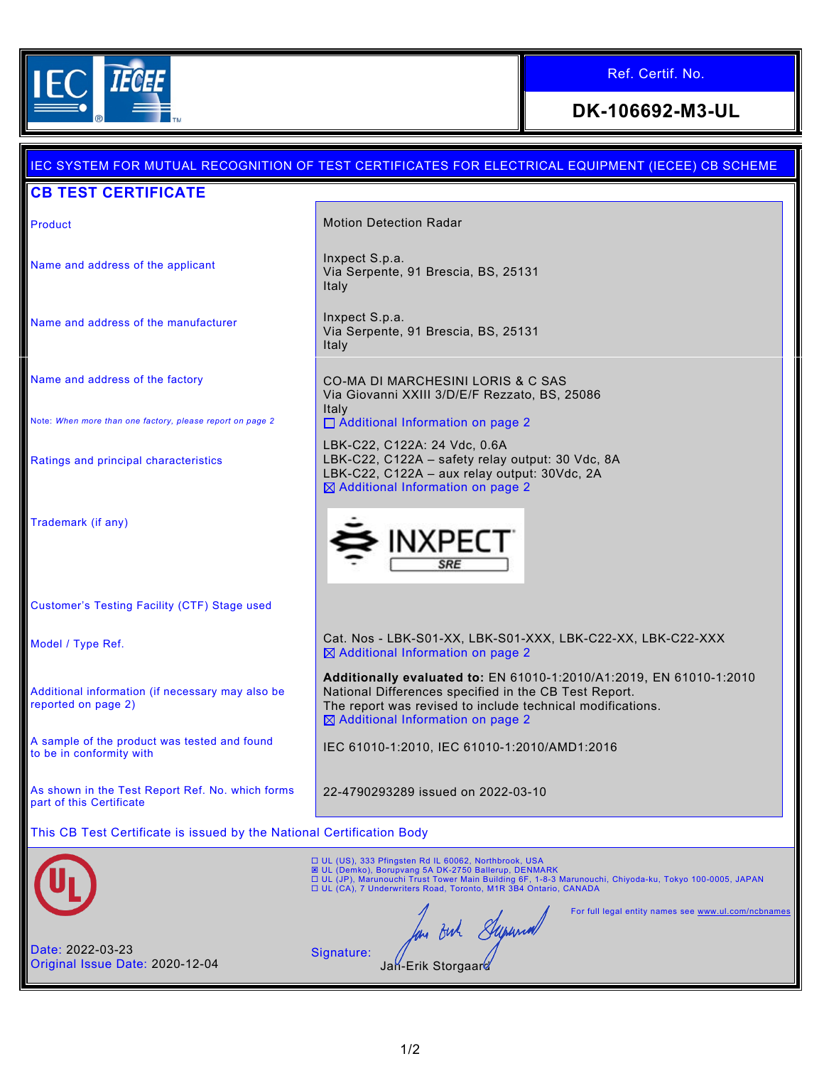IEC IECEE

**Ref. Certif. No.**

**DK-106692-M3-UL**

IEC SYSTEM FOR MUTUAL RECOGNITION OF TEST CERTIFICATES FOR ELECTRICAL EQUIPMENT (IECEE) CB SCHEME

# CB TEST CERTIFICATE

| | |
|---|---|
| Product | Motion Detection Radar |
| Name and address of the applicant | Inxpect S.p.a.<br>Via Serpente, 91 Brescia, BS, 25131<br>Italy |
| Name and address of the manufacturer | Inxpect S.p.a.<br>Via Serpente, 91 Brescia, BS, 25131<br>Italy |
| Name and address of the factory<br><br>Note: *When more than one factory, please report on page 2* | CO-MA DI MARCHESINI LORIS & C SAS<br>Via Giovanni XXIII 3/D/E/F Rezzato, BS, 25086<br>Italy<br>☐ Additional Information on page 2 |
| Ratings and principal characteristics | LBK-C22, C122A: 24 Vdc, 0.6A<br>LBK-C22, C122A – safety relay output: 30 Vdc, 8A<br>LBK-C22, C122A – aux relay output: 30Vdc, 2A<br>☒ Additional Information on page 2 |
| Trademark (if any) | INXPECT SRE |
| Customer's Testing Facility (CTF) Stage used | |
| Model / Type Ref. | Cat. Nos - LBK-S01-XX, LBK-S01-XXX, LBK-C22-XX, LBK-C22-XXX<br>☒ Additional Information on page 2 |
| Additional information (if necessary may also be reported on page 2) | **Additionally evaluated to:** EN 61010-1:2010/A1:2019, EN 61010-1:2010<br>National Differences specified in the CB Test Report.<br>The report was revised to include technical modifications.<br>☒ Additional Information on page 2 |
| A sample of the product was tested and found to be in conformity with | IEC 61010-1:2010, IEC 61010-1:2010/AMD1:2016 |
| As shown in the Test Report Ref. No. which forms part of this Certificate | 22-4790293289 issued on 2022-03-10 |

This CB Test Certificate is issued by the National Certification Body

☐ UL (US), 333 Pfingsten Rd IL 60062, Northbrook, USA
☒ UL (Demko), Borupvang 5A DK-2750 Ballerup, DENMARK
☐ UL (JP), Marunouchi Trust Tower Main Building 6F, 1-8-3 Marunouchi, Chiyoda-ku, Tokyo 100-0005, JAPAN
☐ UL (CA), 7 Underwriters Road, Toronto, M1R 3B4 Ontario, CANADA

For full legal entity names see www.ul.com/ncbnames

Date: 2022-03-23
Original Issue Date: 2020-12-04

Signature: Jan-Erik Storgaard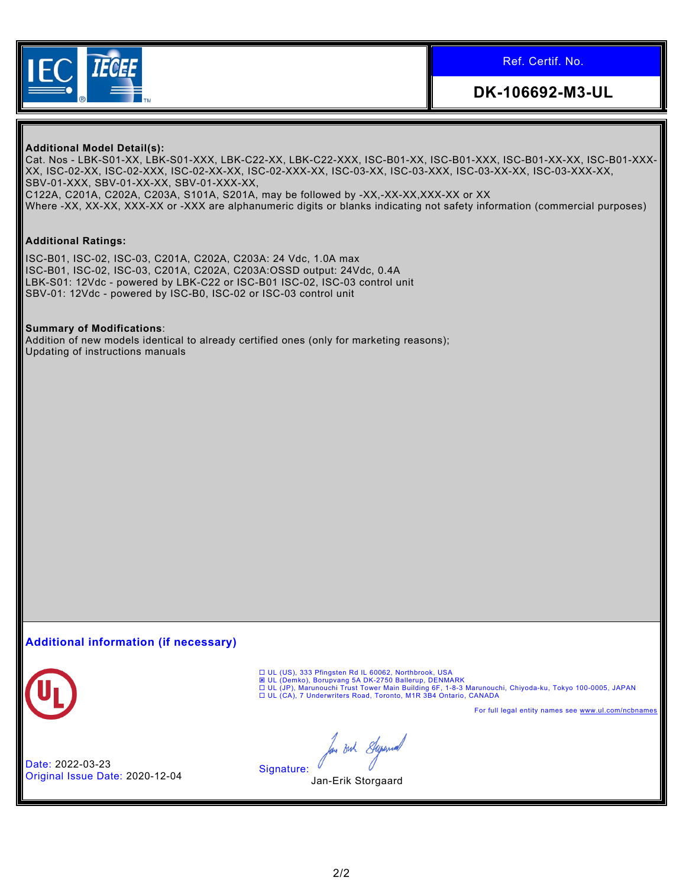Ref. Certif. No.

**DK-106692-M3-UL**

**Additional Model Detail(s):**
Cat. Nos - LBK-S01-XX, LBK-S01-XXX, LBK-C22-XX, LBK-C22-XXX, ISC-B01-XX, ISC-B01-XXX, ISC-B01-XX-XX, ISC-B01-XXX-XX, ISC-02-XX, ISC-02-XXX, ISC-02-XX-XX, ISC-02-XXX-XX, ISC-03-XX, ISC-03-XXX, ISC-03-XX-XX, ISC-03-XXX-XX, SBV-01-XXX, SBV-01-XX-XX, SBV-01-XXX-XX,
C122A, C201A, C202A, C203A, S101A, S201A, may be followed by -XX,-XX-XX,XXX-XX or XX
Where -XX, XX-XX, XXX-XX or -XXX are alphanumeric digits or blanks indicating not safety information (commercial purposes)

**Additional Ratings:**

ISC-B01, ISC-02, ISC-03, C201A, C202A, C203A: 24 Vdc, 1.0A max
ISC-B01, ISC-02, ISC-03, C201A, C202A, C203A:OSSD output: 24Vdc, 0.4A
LBK-S01: 12Vdc - powered by LBK-C22 or ISC-B01 ISC-02, ISC-03 control unit
SBV-01: 12Vdc - powered by ISC-B0, ISC-02 or ISC-03 control unit

**Summary of Modifications**:
Addition of new models identical to already certified ones (only for marketing reasons);
Updating of instructions manuals

## Additional information (if necessary)

☐ UL (US), 333 Pfingsten Rd IL 60062, Northbrook, USA
☒ UL (Demko), Borupvang 5A DK-2750 Ballerup, DENMARK
☐ UL (JP), Marunouchi Trust Tower Main Building 6F, 1-8-3 Marunouchi, Chiyoda-ku, Tokyo 100-0005, JAPAN
☐ UL (CA), 7 Underwriters Road, Toronto, M1R 3B4 Ontario, CANADA

For full legal entity names see www.ul.com/ncbnames

Date: 2022-03-23
Original Issue Date: 2020-12-04

Signature:
Jan-Erik Storgaard